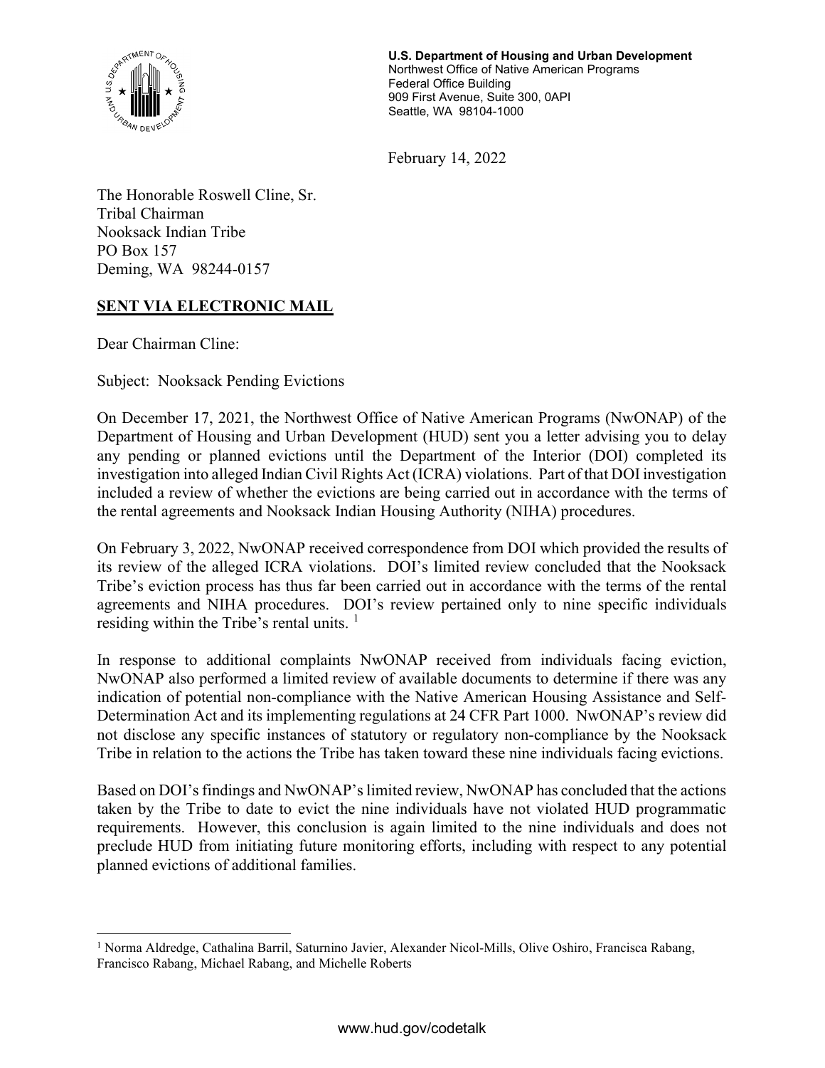**U.S. Department of Housing and Urban Development**
Northwest Office of Native American Programs
Federal Office Building
909 First Avenue, Suite 300, 0API
Seattle, WA 98104-1000

February 14, 2022

The Honorable Roswell Cline, Sr.
Tribal Chairman
Nooksack Indian Tribe
PO Box 157
Deming, WA 98244-0157

**SENT VIA ELECTRONIC MAIL**

Dear Chairman Cline:

Subject: Nooksack Pending Evictions

On December 17, 2021, the Northwest Office of Native American Programs (NwONAP) of the Department of Housing and Urban Development (HUD) sent you a letter advising you to delay any pending or planned evictions until the Department of the Interior (DOI) completed its investigation into alleged Indian Civil Rights Act (ICRA) violations. Part of that DOI investigation included a review of whether the evictions are being carried out in accordance with the terms of the rental agreements and Nooksack Indian Housing Authority (NIHA) procedures.

On February 3, 2022, NwONAP received correspondence from DOI which provided the results of its review of the alleged ICRA violations. DOI's limited review concluded that the Nooksack Tribe's eviction process has thus far been carried out in accordance with the terms of the rental agreements and NIHA procedures. DOI's review pertained only to nine specific individuals residing within the Tribe's rental units. [1]

In response to additional complaints NwONAP received from individuals facing eviction, NwONAP also performed a limited review of available documents to determine if there was any indication of potential non-compliance with the Native American Housing Assistance and Self-Determination Act and its implementing regulations at 24 CFR Part 1000. NwONAP's review did not disclose any specific instances of statutory or regulatory non-compliance by the Nooksack Tribe in relation to the actions the Tribe has taken toward these nine individuals facing evictions.

Based on DOI's findings and NwONAP's limited review, NwONAP has concluded that the actions taken by the Tribe to date to evict the nine individuals have not violated HUD programmatic requirements. However, this conclusion is again limited to the nine individuals and does not preclude HUD from initiating future monitoring efforts, including with respect to any potential planned evictions of additional families.

---

[1] Norma Aldredge, Cathalina Barril, Saturnino Javier, Alexander Nicol-Mills, Olive Oshiro, Francisca Rabang, Francisco Rabang, Michael Rabang, and Michelle Roberts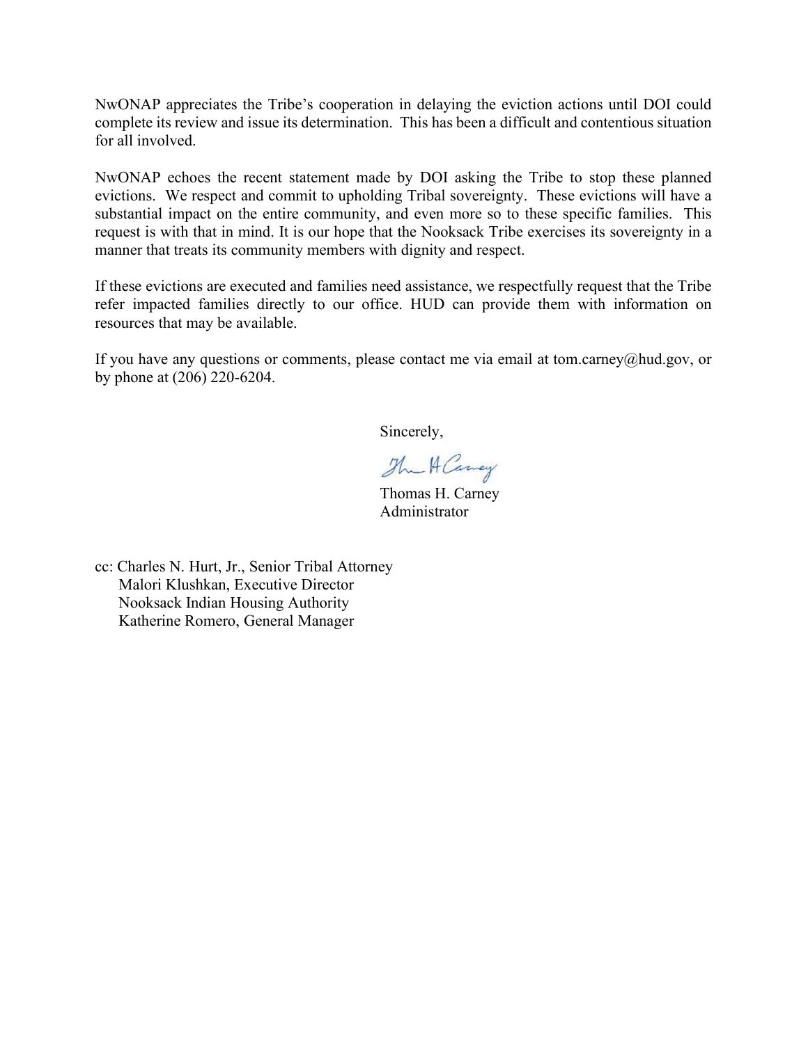NwONAP appreciates the Tribe's cooperation in delaying the eviction actions until DOI could complete its review and issue its determination. This has been a difficult and contentious situation for all involved.

NwONAP echoes the recent statement made by DOI asking the Tribe to stop these planned evictions. We respect and commit to upholding Tribal sovereignty. These evictions will have a substantial impact on the entire community, and even more so to these specific families. This request is with that in mind. It is our hope that the Nooksack Tribe exercises its sovereignty in a manner that treats its community members with dignity and respect.

If these evictions are executed and families need assistance, we respectfully request that the Tribe refer impacted families directly to our office. HUD can provide them with information on resources that may be available.

If you have any questions or comments, please contact me via email at tom.carney@hud.gov, or by phone at (206) 220-6204.

Sincerely,

Thomas H. Carney
Administrator

cc: Charles N. Hurt, Jr., Senior Tribal Attorney
Malori Klushkan, Executive Director
Nooksack Indian Housing Authority
Katherine Romero, General Manager